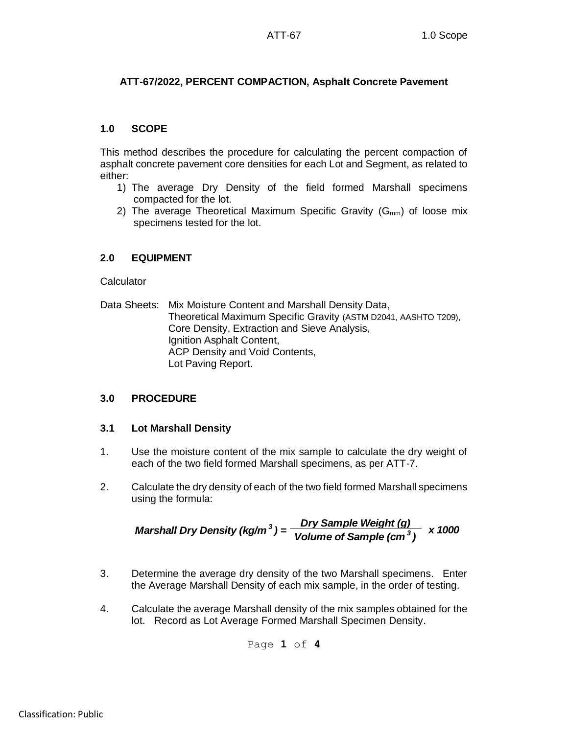# ATT-67/2022, PERCENT COMPACTION, Asphalt Concrete Pavement

## 1.0 SCOPE

This method describes the procedure for calculating the percent compaction of asphalt concrete pavement core densities for each Lot and Segment, as related to either:

1) The average Dry Density of the field formed Marshall specimens compacted for the lot.
2) The average Theoretical Maximum Specific Gravity ($G_{mm}$) of loose mix specimens tested for the lot.

## 2.0 EQUIPMENT

Calculator

Data Sheets: Mix Moisture Content and Marshall Density Data,
Theoretical Maximum Specific Gravity (ASTM D2041, AASHTO T209),
Core Density, Extraction and Sieve Analysis,
Ignition Asphalt Content,
ACP Density and Void Contents,
Lot Paving Report.

## 3.0 PROCEDURE

### 3.1 Lot Marshall Density

1. Use the moisture content of the mix sample to calculate the dry weight of each of the two field formed Marshall specimens, as per ATT-7.

2. Calculate the dry density of each of the two field formed Marshall specimens using the formula:

$$\textit{Marshall Dry Density (kg/m}^3\textit{)} = \frac{\textit{Dry Sample Weight (g)}}{\textit{Volume of Sample (cm}^3\textit{)}} \times 1000$$

3. Determine the average dry density of the two Marshall specimens. Enter the Average Marshall Density of each mix sample, in the order of testing.

4. Calculate the average Marshall density of the mix samples obtained for the lot. Record as Lot Average Formed Marshall Specimen Density.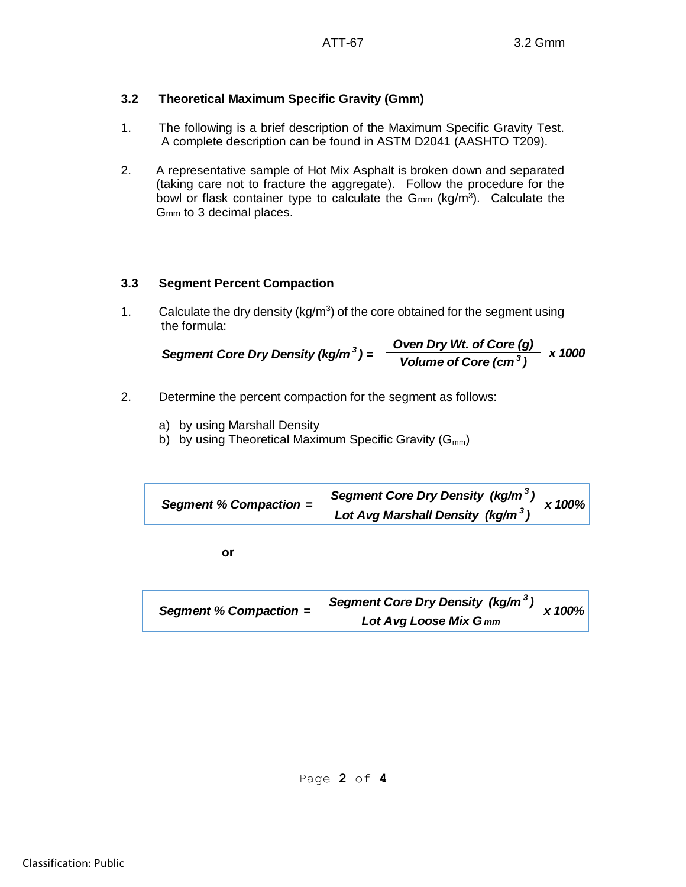### 3.2 Theoretical Maximum Specific Gravity (Gmm)

1. The following is a brief description of the Maximum Specific Gravity Test. A complete description can be found in ASTM D2041 (AASHTO T209).

2. A representative sample of Hot Mix Asphalt is broken down and separated (taking care not to fracture the aggregate). Follow the procedure for the bowl or flask container type to calculate the $G_{mm}$ (kg/m$^3$). Calculate the $G_{mm}$ to 3 decimal places.

### 3.3 Segment Percent Compaction

1. Calculate the dry density (kg/m$^3$) of the core obtained for the segment using the formula:

$$\textit{Segment Core Dry Density (kg/m}^3\textit{)} = \frac{\textit{Oven Dry Wt. of Core (g)}}{\textit{Volume of Core (cm}^3\textit{)}} \times 1000$$

2. Determine the percent compaction for the segment as follows:

   a) by using Marshall Density
   b) by using Theoretical Maximum Specific Gravity ($G_{mm}$)

$$\textit{Segment \% Compaction} = \frac{\textit{Segment Core Dry Density (kg/m}^3\textit{)}}{\textit{Lot Avg Marshall Density (kg/m}^3\textit{)}} \times 100\%$$

**or**

$$\textit{Segment \% Compaction} = \frac{\textit{Segment Core Dry Density (kg/m}^3\textit{)}}{\textit{Lot Avg Loose Mix } G_{mm}} \times 100\%$$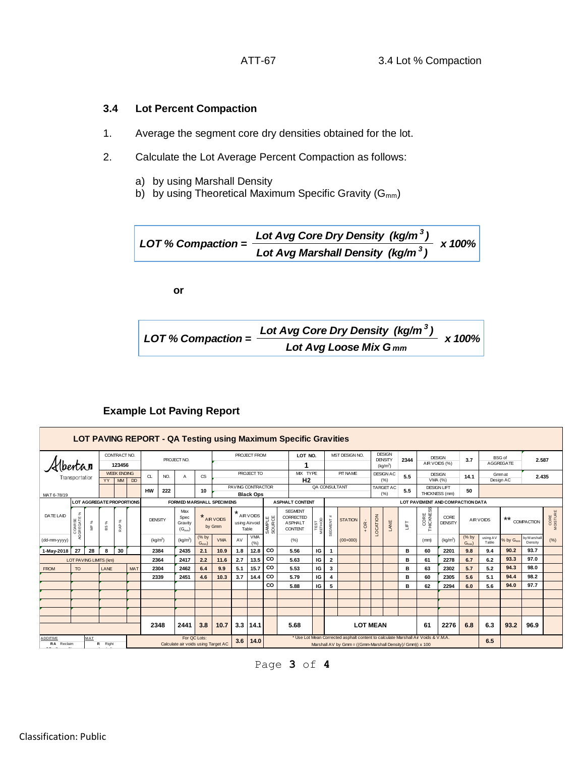## 3.4 Lot Percent Compaction

1. Average the segment core dry densities obtained for the lot.
2. Calculate the Lot Average Percent Compaction as follows:
   a) by using Marshall Density
   b) by using Theoretical Maximum Specific Gravity ($G_{mm}$)

$$LOT\ \%\ Compaction = \frac{Lot\ Avg\ Core\ Dry\ Density\ (kg/m^3)}{Lot\ Avg\ Marshall\ Density\ (kg/m^3)}\ x\ 100\%$$

**or**

$$LOT\ \%\ Compaction = \frac{Lot\ Avg\ Core\ Dry\ Density\ (kg/m^3)}{Lot\ Avg\ Loose\ Mix\ G_{mm}}\ x\ 100\%$$

### Example Lot Paving Report

**LOT PAVING REPORT - QA Testing using Maximum Specific Gravities**

| | | |
|---|---|---|
| Alberta Transportation | CONTRACT NO. | 123456 |
| PROJECT NO. | CL / NO. / A / CS | HW / 222 / / 10 |
| WEEK ENDING | YY / MM / DD | |
| PROJECT FROM | | |
| PROJECT TO | | |
| PAVING CONTRACTOR | Black Ops | |
| LOT NO. | 1 | |
| MIX TYPE | H2 | |
| MST DESIGN NO. | | |
| PIT NAME | | |
| QA CONSULTANT | | |
| DESIGN DENSITY ($kg/m^3$) | 2344 | |
| DESIGN AC (%) | 5.5 | |
| TARGET AC (%) | 5.5 | |
| DESIGN AIR VOIDS (%) | 3.7 | |
| DESIGN VMA (%) | 14.1 | |
| DESIGN LIFT THICKNESS (mm) | 50 | |
| BSG of AGGREGATE | 2.587 | |
| Gmm at Design AC | 2.435 | |

MAT 6-78/19

| DATE LAID | COARSE AGGREGATE % | MF % | BS % | RAP % | | DENSITY | Max Spec Gravity ($G_{mm}$) | * AIR VOIDS by Gmm | | * AIR VOIDS using Airvoid Table | | SAMPLE SOURCE | SEGMENT CORRECTED ASPHALT CONTENT | TEST METHOD | SEGMENT # | STATION | + OR - | LOCATION | LANE | LIFT | CORE THICKNESS | CORE DENSITY | AIR VOIDS | | ** COMPACTION | | CORE MOISTURE |
|---|---|---|---|---|---|---|---|---|---|---|---|---|---|---|---|---|---|---|---|---|---|---|---|---|---|---|---|
| (dd-mm-yyyy) | | | | | | ($kg/m^3$) | ($kg/m^3$) | (% by $G_{mm}$) | VMA | AV | VMA (%) | | (%) | | | (00+000) | | | | | (mm) | ($kg/m^3$) | (% by $G_{mm}$) | using AV Table | % by $G_{mm}$ | by Marshall Density | (%) |
| 1-May-2018 | 27 | 28 | 8 | 30 | | 2384 | 2435 | 2.1 | 10.9 | 1.8 | 12.8 | CO | 5.56 | IG | 1 | | | | | B | 60 | 2201 | 9.8 | 9.4 | 90.2 | 93.7 | |
| LOT PAVING LIMITS (km) | | | | | | 2364 | 2417 | 2.2 | 11.6 | 2.7 | 13.5 | CO | 5.63 | IG | 2 | | | | | B | 61 | 2278 | 6.7 | 6.2 | 93.3 | 97.0 | |
| FROM | TO | | LANE | | MAT | 2304 | 2462 | 6.4 | 9.9 | 5.1 | 15.7 | CO | 5.53 | IG | 3 | | | | | B | 63 | 2302 | 5.7 | 5.2 | 94.3 | 98.0 | |
| | | | | | | 2339 | 2451 | 4.6 | 10.3 | 3.7 | 14.4 | CO | 5.79 | IG | 4 | | | | | B | 60 | 2305 | 5.6 | 5.1 | 94.4 | 98.2 | |
| | | | | | | | | | | | | CO | 5.88 | IG | 5 | | | | | B | 62 | 2294 | 6.0 | 5.6 | 94.0 | 97.7 | |
| | | | | | | 2348 | 2441 | 3.8 | 10.7 | 3.3 | 14.1 | | 5.68 | | LOT MEAN | | | | | | 61 | 2276 | 6.8 | 6.3 | 93.2 | 96.9 | |
| ADDITIVE: RA Reclaim | | MAT: R Right | | | | For QC Lots: Calculate air voids using Target AC | | | | 3.6 | 14.0 | | * Use Lot Mean Corrected asphalt content to calculate Marshall Air Voids & V.M.A. Marshall AV by Gmm = ((Gmm-Marshall Density)/ Gmm)) x 100 | | | | | | | | | | | 6.5 | | | |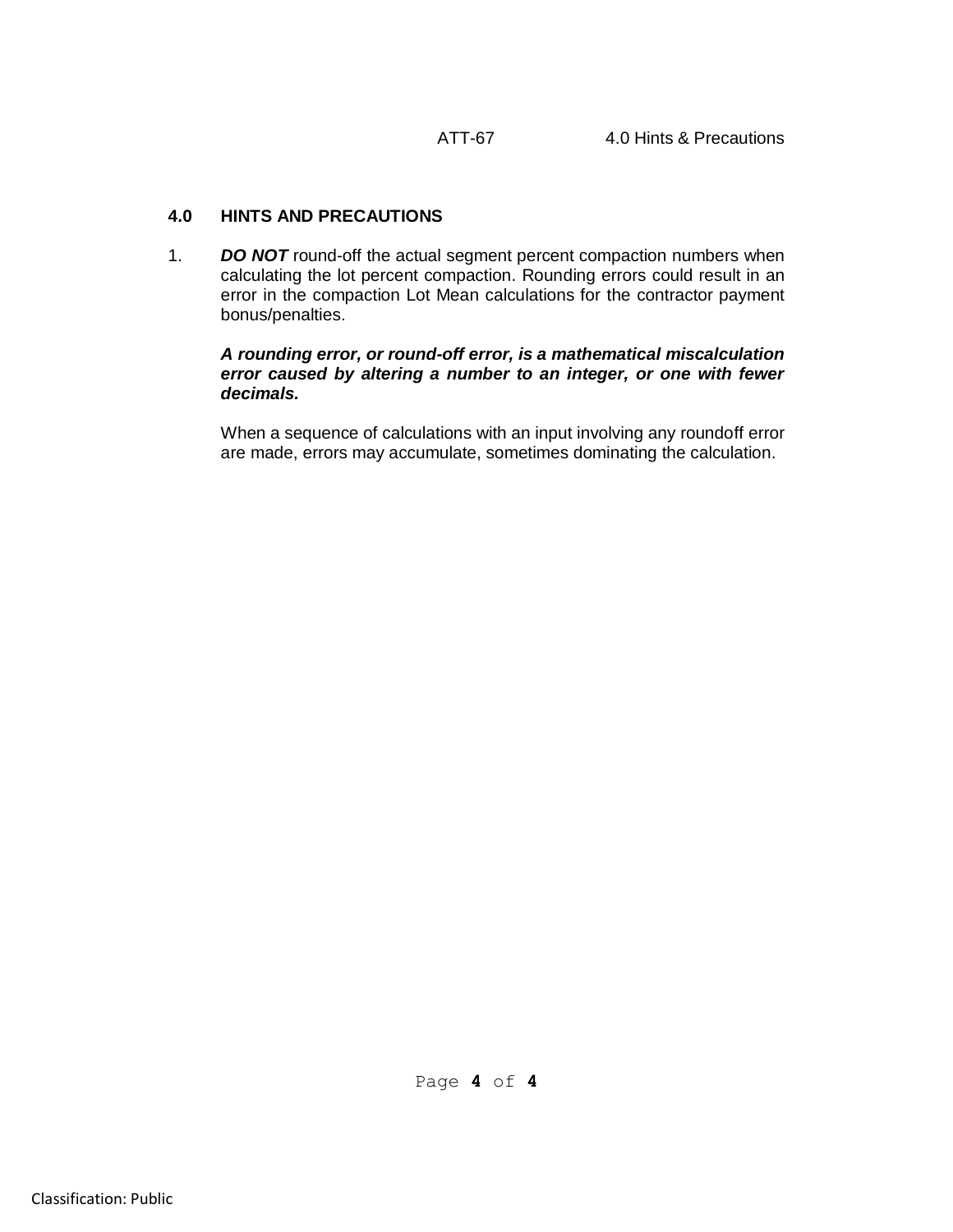## 4.0 HINTS AND PRECAUTIONS

1. ***DO NOT*** round-off the actual segment percent compaction numbers when calculating the lot percent compaction. Rounding errors could result in an error in the compaction Lot Mean calculations for the contractor payment bonus/penalties.

   ***A rounding error, or round-off error, is a mathematical miscalculation error caused by altering a number to an integer, or one with fewer decimals.***

   When a sequence of calculations with an input involving any roundoff error are made, errors may accumulate, sometimes dominating the calculation.